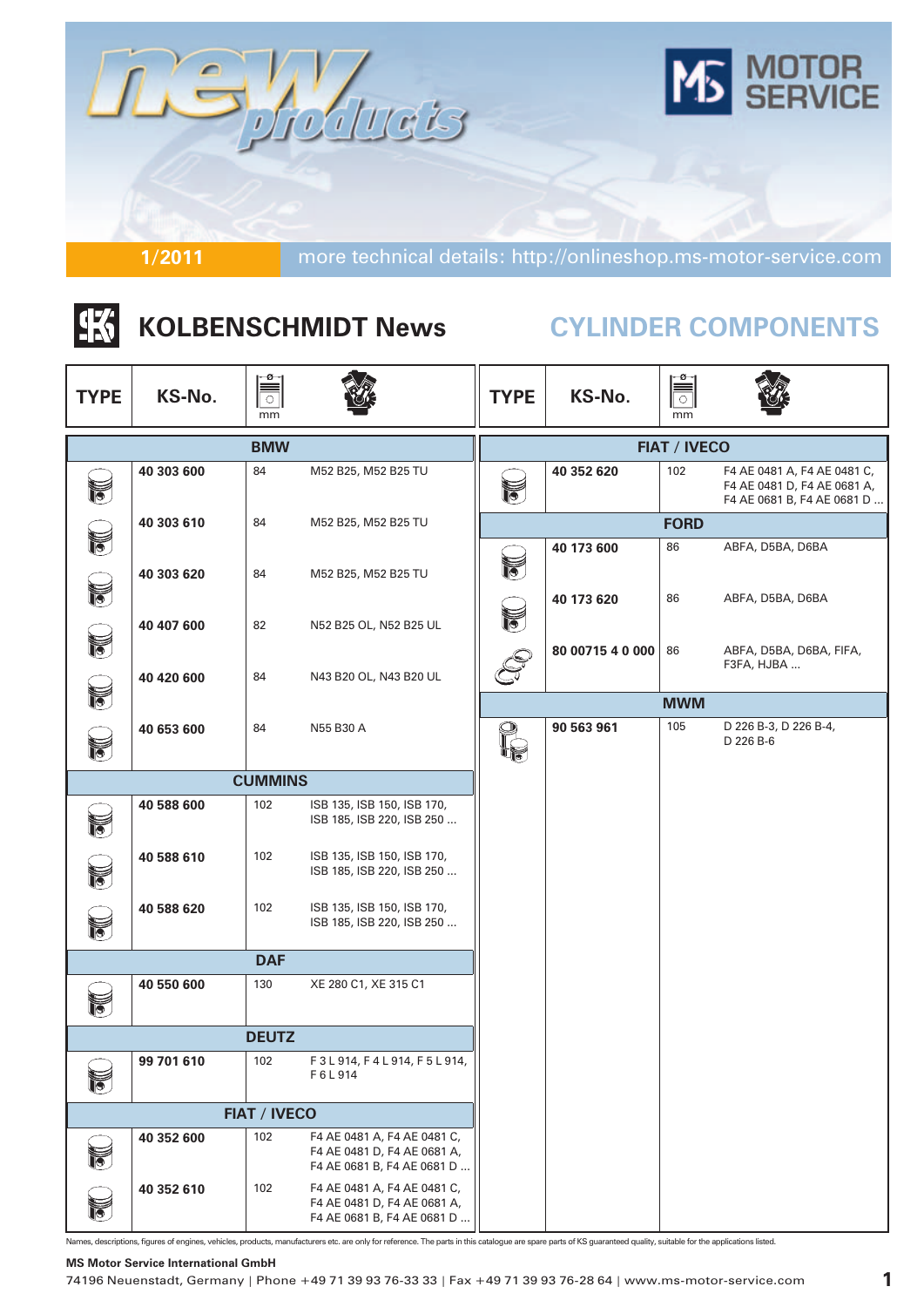# new products

**MOTOR SERVICE**

**1/2011** more technical details: http://onlineshop.ms-motor-service.com

## KOLBENSCHMIDT News

## CYLINDER COMPONENTS

| TYPE | KS-No. | Ø mm | Engine |
|---|---|---|---|
| **BMW** | | | |
| | **40 303 600** | 84 | M52 B25, M52 B25 TU |
| | **40 303 610** | 84 | M52 B25, M52 B25 TU |
| | **40 303 620** | 84 | M52 B25, M52 B25 TU |
| | **40 407 600** | 82 | N52 B25 OL, N52 B25 UL |
| | **40 420 600** | 84 | N43 B20 OL, N43 B20 UL |
| | **40 653 600** | 84 | N55 B30 A |
| **CUMMINS** | | | |
| | **40 588 600** | 102 | ISB 135, ISB 150, ISB 170, ISB 185, ISB 220, ISB 250 ... |
| | **40 588 610** | 102 | ISB 135, ISB 150, ISB 170, ISB 185, ISB 220, ISB 250 ... |
| | **40 588 620** | 102 | ISB 135, ISB 150, ISB 170, ISB 185, ISB 220, ISB 250 ... |
| **DAF** | | | |
| | **40 550 600** | 130 | XE 280 C1, XE 315 C1 |
| **DEUTZ** | | | |
| | **99 701 610** | 102 | F 3 L 914, F 4 L 914, F 5 L 914, F 6 L 914 |
| **FIAT / IVECO** | | | |
| | **40 352 600** | 102 | F4 AE 0481 A, F4 AE 0481 C, F4 AE 0481 D, F4 AE 0681 A, F4 AE 0681 B, F4 AE 0681 D ... |
| | **40 352 610** | 102 | F4 AE 0481 A, F4 AE 0481 C, F4 AE 0481 D, F4 AE 0681 A, F4 AE 0681 B, F4 AE 0681 D ... |
| | **40 352 620** | 102 | F4 AE 0481 A, F4 AE 0481 C, F4 AE 0481 D, F4 AE 0681 A, F4 AE 0681 B, F4 AE 0681 D ... |
| **FORD** | | | |
| | **40 173 600** | 86 | ABFA, D5BA, D6BA |
| | **40 173 620** | 86 | ABFA, D5BA, D6BA |
| | **80 00715 4 0 000** | 86 | ABFA, D5BA, D6BA, FIFA, F3FA, HJBA ... |
| **MWM** | | | |
| | **90 563 961** | 105 | D 226 B-3, D 226 B-4, D 226 B-6 |

Names, descriptions, figures of engines, vehicles, products, manufacturers etc. are only for reference. The parts in this catalogue are spare parts of KS guaranteed quality, suitable for the applications listed.

**MS Motor Service International GmbH**

74196 Neuenstadt, Germany | Phone +49 71 39 93 76-33 33 | Fax +49 71 39 93 76-28 64 | www.ms-motor-service.com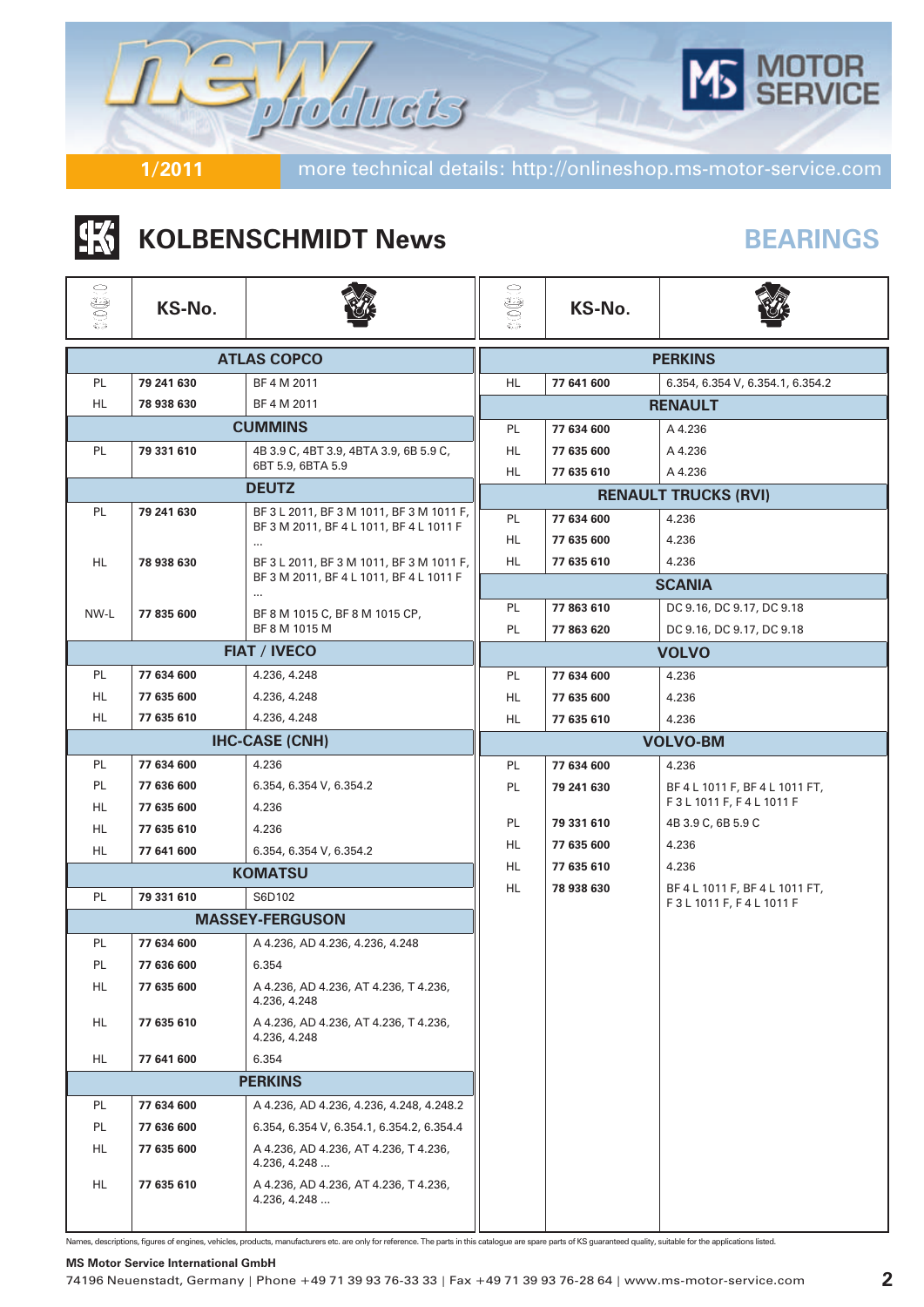new products

MS MOTOR SERVICE

1/2011 more technical details: http://onlineshop.ms-motor-service.com

# KOLBENSCHMIDT News

## BEARINGS

| | KS-No. | |
|---|---|---|
| **ATLAS COPCO** | | |
| PL | **79 241 630** | BF 4 M 2011 |
| HL | **78 938 630** | BF 4 M 2011 |
| **CUMMINS** | | |
| PL | **79 331 610** | 4B 3.9 C, 4BT 3.9, 4BTA 3.9, 6B 5.9 C, 6BT 5.9, 6BTA 5.9 |
| **DEUTZ** | | |
| PL | **79 241 630** | BF 3 L 2011, BF 3 M 1011, BF 3 M 1011 F, BF 3 M 2011, BF 4 L 1011, BF 4 L 1011 F ... |
| HL | **78 938 630** | BF 3 L 2011, BF 3 M 1011, BF 3 M 1011 F, BF 3 M 2011, BF 4 L 1011, BF 4 L 1011 F ... |
| NW-L | **77 835 600** | BF 8 M 1015 C, BF 8 M 1015 CP, BF 8 M 1015 M |
| **FIAT / IVECO** | | |
| PL | **77 634 600** | 4.236, 4.248 |
| HL | **77 635 600** | 4.236, 4.248 |
| HL | **77 635 610** | 4.236, 4.248 |
| **IHC-CASE (CNH)** | | |
| PL | **77 634 600** | 4.236 |
| PL | **77 636 600** | 6.354, 6.354 V, 6.354.2 |
| HL | **77 635 600** | 4.236 |
| HL | **77 635 610** | 4.236 |
| HL | **77 641 600** | 6.354, 6.354 V, 6.354.2 |
| **KOMATSU** | | |
| PL | **79 331 610** | S6D102 |
| **MASSEY-FERGUSON** | | |
| PL | **77 634 600** | A 4.236, AD 4.236, 4.236, 4.248 |
| PL | **77 636 600** | 6.354 |
| HL | **77 635 600** | A 4.236, AD 4.236, AT 4.236, T 4.236, 4.236, 4.248 |
| HL | **77 635 610** | A 4.236, AD 4.236, AT 4.236, T 4.236, 4.236, 4.248 |
| HL | **77 641 600** | 6.354 |
| **PERKINS** | | |
| PL | **77 634 600** | A 4.236, AD 4.236, 4.236, 4.248, 4.248.2 |
| PL | **77 636 600** | 6.354, 6.354 V, 6.354.1, 6.354.2, 6.354.4 |
| HL | **77 635 600** | A 4.236, AD 4.236, AT 4.236, T 4.236, 4.236, 4.248 ... |
| HL | **77 635 610** | A 4.236, AD 4.236, AT 4.236, T 4.236, 4.236, 4.248 ... |
| HL | **77 641 600** | 6.354, 6.354 V, 6.354.1, 6.354.2 |
| **RENAULT** | | |
| PL | **77 634 600** | A 4.236 |
| HL | **77 635 600** | A 4.236 |
| HL | **77 635 610** | A 4.236 |
| **RENAULT TRUCKS (RVI)** | | |
| PL | **77 634 600** | 4.236 |
| HL | **77 635 600** | 4.236 |
| HL | **77 635 610** | 4.236 |
| **SCANIA** | | |
| PL | **77 863 610** | DC 9.16, DC 9.17, DC 9.18 |
| PL | **77 863 620** | DC 9.16, DC 9.17, DC 9.18 |
| **VOLVO** | | |
| PL | **77 634 600** | 4.236 |
| HL | **77 635 600** | 4.236 |
| HL | **77 635 610** | 4.236 |
| **VOLVO-BM** | | |
| PL | **77 634 600** | 4.236 |
| PL | **79 241 630** | BF 4 L 1011 F, BF 4 L 1011 FT, F 3 L 1011 F, F 4 L 1011 F |
| PL | **79 331 610** | 4B 3.9 C, 6B 5.9 C |
| HL | **77 635 600** | 4.236 |
| HL | **77 635 610** | 4.236 |
| HL | **78 938 630** | BF 4 L 1011 F, BF 4 L 1011 FT, F 3 L 1011 F, F 4 L 1011 F |

Names, descriptions, figures of engines, vehicles, products, manufacturers etc. are only for reference. The parts in this catalogue are spare parts of KS guaranteed quality, suitable for the applications listed.

**MS Motor Service International GmbH**
74196 Neuenstadt, Germany | Phone +49 71 39 93 76-33 33 | Fax +49 71 39 93 76-28 64 | www.ms-motor-service.com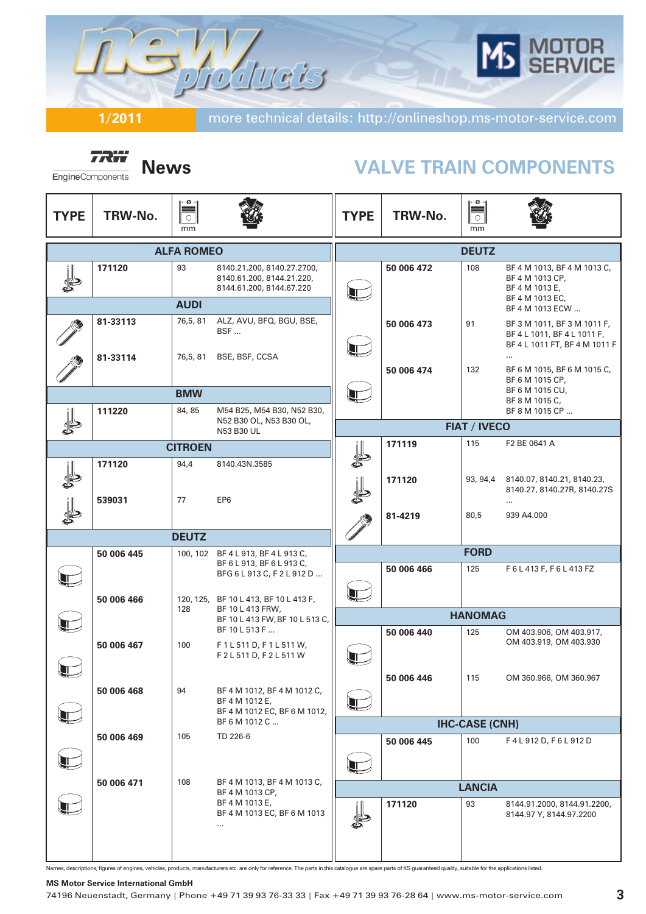# new products

**1/2011** — more technical details: http://onlineshop.ms-motor-service.com

MOTOR SERVICE

TRW EngineComponents

## News

## VALVE TRAIN COMPONENTS

| TYPE | TRW-No. | mm | |
|---|---|---|---|
| **ALFA ROMEO** | | | |
| | 171120 | 93 | 8140.21.200, 8140.27.2700, 8140.61.200, 8144.21.220, 8144.61.200, 8144.67.220 |
| **AUDI** | | | |
| | 81-33113 | 76,5, 81 | ALZ, AVU, BFQ, BGU, BSE, BSF ... |
| | 81-33114 | 76,5, 81 | BSE, BSF, CCSA |
| **BMW** | | | |
| | 111220 | 84, 85 | M54 B25, M54 B30, N52 B30, N52 B30 OL, N53 B30 OL, N53 B30 UL |
| **CITROEN** | | | |
| | 171120 | 94,4 | 8140.43N.3585 |
| | 539031 | 77 | EP6 |
| **DEUTZ** | | | |
| | 50 006 445 | 100, 102 | BF 4 L 913, BF 4 L 913 C, BF 6 L 913, BF 6 L 913 C, BFG 6 L 913 C, F 2 L 912 D ... |
| | 50 006 466 | 120, 125, 128 | BF 10 L 413, BF 10 L 413 F, BF 10 L 413 FRW, BF 10 L 413 FW, BF 10 L 513 C, BF 10 L 513 F ... |
| | 50 006 467 | 100 | F 1 L 511 D, F 1 L 511 W, F 2 L 511 D, F 2 L 511 W |
| | 50 006 468 | 94 | BF 4 M 1012, BF 4 M 1012 C, BF 4 M 1012 E, BF 4 M 1012 EC, BF 6 M 1012, BF 6 M 1012 C ... |
| | 50 006 469 | 105 | TD 226-6 |
| | 50 006 471 | 108 | BF 4 M 1013, BF 4 M 1013 C, BF 4 M 1013 CP, BF 4 M 1013 E, BF 4 M 1013 EC, BF 6 M 1013 ... |
| | 50 006 472 | 108 | BF 4 M 1013, BF 4 M 1013 C, BF 4 M 1013 CP, BF 4 M 1013 E, BF 4 M 1013 EC, BF 4 M 1013 ECW ... |
| | 50 006 473 | 91 | BF 3 M 1011, BF 3 M 1011 F, BF 4 L 1011, BF 4 L 1011 F, BF 4 L 1011 FT, BF 4 M 1011 F ... |
| | 50 006 474 | 132 | BF 6 M 1015, BF 6 M 1015 C, BF 6 M 1015 CP, BF 6 M 1015 CU, BF 8 M 1015 C, BF 8 M 1015 CP ... |
| **FIAT / IVECO** | | | |
| | 171119 | 115 | F2 BE 0641 A |
| | 171120 | 93, 94,4 | 8140.07, 8140.21, 8140.23, 8140.27, 8140.27R, 8140.27S ... |
| | 81-4219 | 80,5 | 939 A4.000 |
| **FORD** | | | |
| | 50 006 466 | 125 | F 6 L 413 F, F 6 L 413 FZ |
| **HANOMAG** | | | |
| | 50 006 440 | 125 | OM 403.906, OM 403.917, OM 403.919, OM 403.930 |
| | 50 006 446 | 115 | OM 360.966, OM 360.967 |
| **IHC-CASE (CNH)** | | | |
| | 50 006 445 | 100 | F 4 L 912 D, F 6 L 912 D |
| **LANCIA** | | | |
| | 171120 | 93 | 8144.91.2000, 8144.91.2200, 8144.97 Y, 8144.97.2200 |

Names, descriptions, figures of engines, vehicles, products, manufacturers etc. are only for reference. The parts in this catalogue are spare parts of KS guaranteed quality, suitable for the applications listed.

**MS Motor Service International GmbH**
74196 Neuenstadt, Germany | Phone +49 71 39 93 76-33 33 | Fax +49 71 39 93 76-28 64 | www.ms-motor-service.com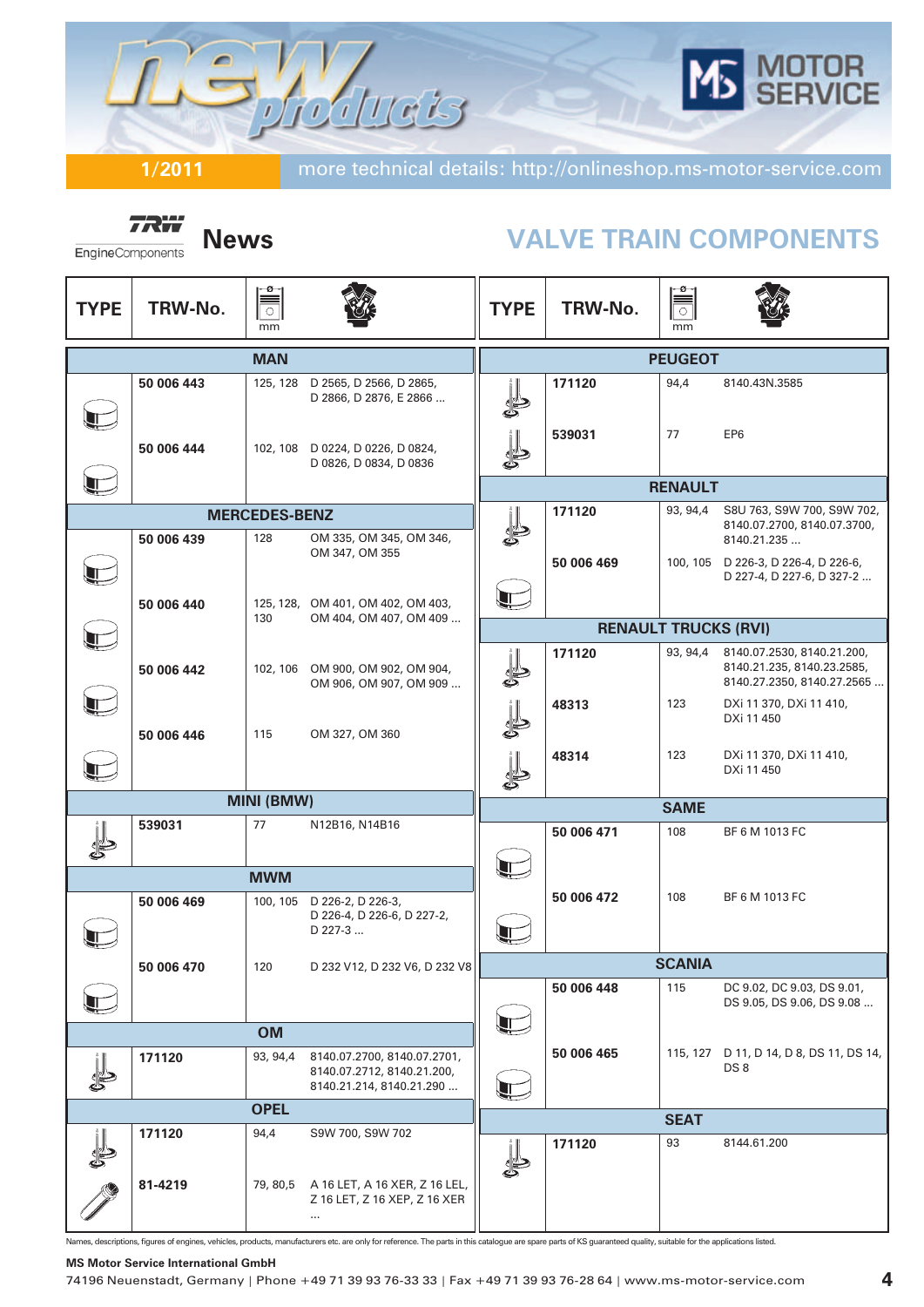# new products

**1/2011** more technical details: http://onlineshop.ms-motor-service.com

MS MOTOR SERVICE

TRW EngineComponents **News**

## VALVE TRAIN COMPONENTS

| TYPE | TRW-No. | mm | |
|---|---|---|---|
| **MAN** | | | |
| | 50 006 443 | 125, 128 | D 2565, D 2566, D 2865, D 2866, D 2876, E 2866 ... |
| | 50 006 444 | 102, 108 | D 0224, D 0226, D 0824, D 0826, D 0834, D 0836 |
| **MERCEDES-BENZ** | | | |
| | 50 006 439 | 128 | OM 335, OM 345, OM 346, OM 347, OM 355 |
| | 50 006 440 | 125, 128, 130 | OM 401, OM 402, OM 403, OM 404, OM 407, OM 409 ... |
| | 50 006 442 | 102, 106 | OM 900, OM 902, OM 904, OM 906, OM 907, OM 909 ... |
| | 50 006 446 | 115 | OM 327, OM 360 |
| **MINI (BMW)** | | | |
| | 539031 | 77 | N12B16, N14B16 |
| **MWM** | | | |
| | 50 006 469 | 100, 105 | D 226-2, D 226-3, D 226-4, D 226-6, D 227-2, D 227-3 ... |
| | 50 006 470 | 120 | D 232 V12, D 232 V6, D 232 V8 |
| **OM** | | | |
| | 171120 | 93, 94,4 | 8140.07.2700, 8140.07.2701, 8140.07.2712, 8140.21.200, 8140.21.214, 8140.21.290 ... |
| **OPEL** | | | |
| | 171120 | 94,4 | S9W 700, S9W 702 |
| | 81-4219 | 79, 80,5 | A 16 LET, A 16 XER, Z 16 LEL, Z 16 LET, Z 16 XEP, Z 16 XER ... |
| **PEUGEOT** | | | |
| | 171120 | 94,4 | 8140.43N.3585 |
| | 539031 | 77 | EP6 |
| **RENAULT** | | | |
| | 171120 | 93, 94,4 | S8U 763, S9W 700, S9W 702, 8140.07.2700, 8140.07.3700, 8140.21.235 ... |
| | 50 006 469 | 100, 105 | D 226-3, D 226-4, D 226-6, D 227-4, D 227-6, D 327-2 ... |
| **RENAULT TRUCKS (RVI)** | | | |
| | 171120 | 93, 94,4 | 8140.07.2530, 8140.21.200, 8140.21.235, 8140.23.2585, 8140.27.2350, 8140.27.2565 ... |
| | 48313 | 123 | DXi 11 370, DXi 11 410, DXi 11 450 |
| | 48314 | 123 | DXi 11 370, DXi 11 410, DXi 11 450 |
| **SAME** | | | |
| | 50 006 471 | 108 | BF 6 M 1013 FC |
| | 50 006 472 | 108 | BF 6 M 1013 FC |
| **SCANIA** | | | |
| | 50 006 448 | 115 | DC 9.02, DC 9.03, DS 9.01, DS 9.05, DS 9.06, DS 9.08 ... |
| | 50 006 465 | 115, 127 | D 11, D 14, D 8, DS 11, DS 14, DS 8 |
| **SEAT** | | | |
| | 171120 | 93 | 8144.61.200 |

Names, descriptions, figures of engines, vehicles, products, manufacturers etc. are only for reference. The parts in this catalogue are spare parts of KS guaranteed quality, suitable for the applications listed.

**MS Motor Service International GmbH**

74196 Neuenstadt, Germany | Phone +49 71 39 93 76-33 33 | Fax +49 71 39 93 76-28 64 | www.ms-motor-service.com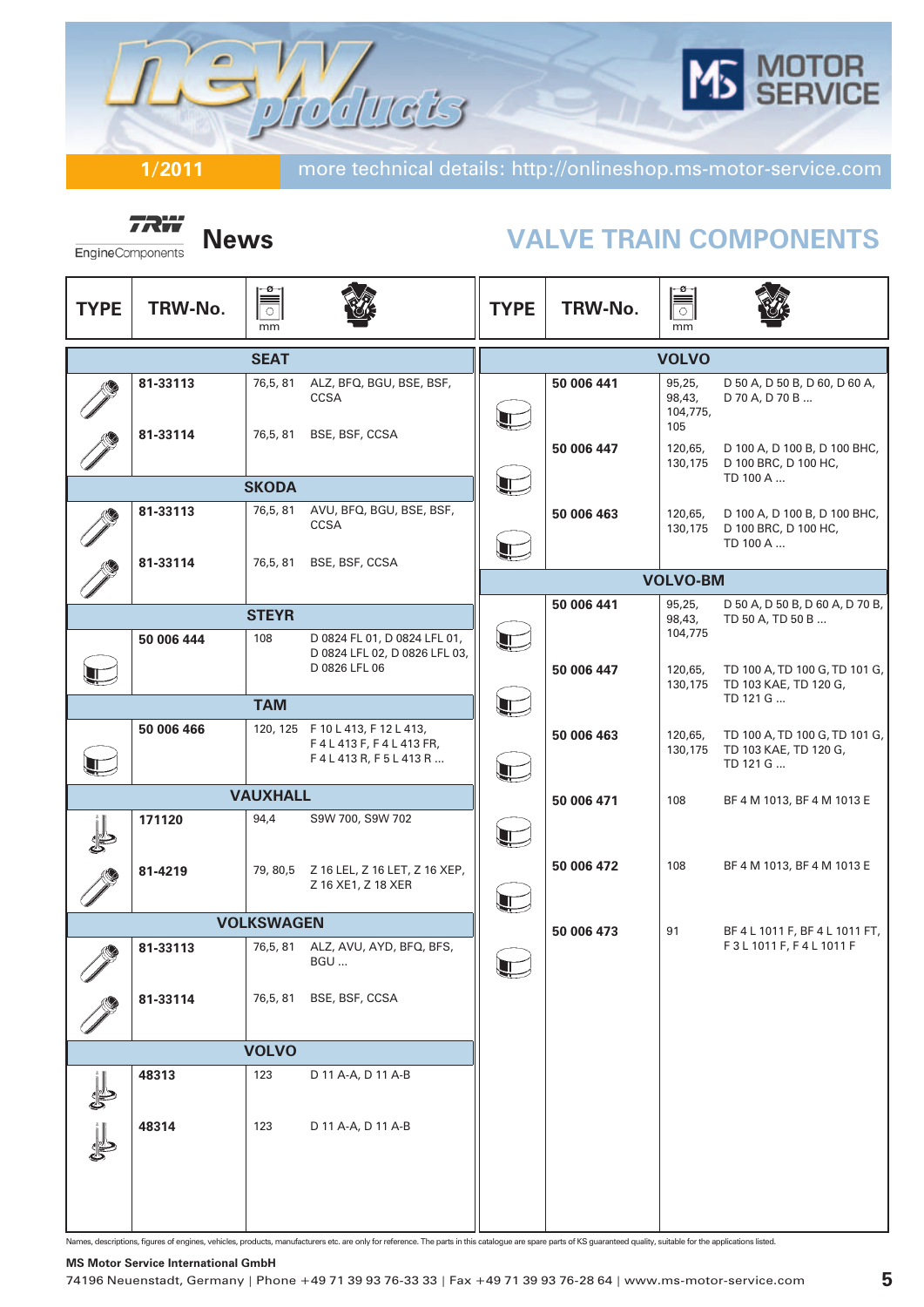# new products

**1/2011** more technical details: http://onlineshop.ms-motor-service.com

MS MOTOR SERVICE

TRW EngineComponents **News**

## VALVE TRAIN COMPONENTS

| TYPE | TRW-No. | mm | |
|---|---|---|---|
| **SEAT** | | | |
| | 81-33113 | 76,5, 81 | ALZ, BFQ, BGU, BSE, BSF, CCSA |
| | 81-33114 | 76,5, 81 | BSE, BSF, CCSA |
| **SKODA** | | | |
| | 81-33113 | 76,5, 81 | AVU, BFQ, BGU, BSE, BSF, CCSA |
| | 81-33114 | 76,5, 81 | BSE, BSF, CCSA |
| **STEYR** | | | |
| | 50 006 444 | 108 | D 0824 FL 01, D 0824 LFL 01, D 0824 LFL 02, D 0826 LFL 03, D 0826 LFL 06 |
| **TAM** | | | |
| | 50 006 466 | 120, 125 | F 10 L 413, F 12 L 413, F 4 L 413 FR, F 4 L 413 R, F 5 L 413 R ... |
| **VAUXHALL** | | | |
| | 171120 | 94,4 | S9W 700, S9W 702 |
| | 81-4219 | 79, 80,5 | Z 16 LEL, Z 16 LET, Z 16 XEP, Z 16 XE1, Z 18 XER |
| **VOLKSWAGEN** | | | |
| | 81-33113 | 76,5, 81 | ALZ, AVU, AYD, BFQ, BFS, BGU ... |
| | 81-33114 | 76,5, 81 | BSE, BSF, CCSA |
| **VOLVO** | | | |
| | 48313 | 123 | D 11 A-A, D 11 A-B |
| | 48314 | 123 | D 11 A-A, D 11 A-B |

| TYPE | TRW-No. | mm | |
|---|---|---|---|
| **VOLVO** | | | |
| | 50 006 441 | 95,25, 98,43, 104,775, 105 | D 50 A, D 50 B, D 60, D 60 A, D 70 A, D 70 B ... |
| | 50 006 447 | 120,65, 130,175 | D 100 A, D 100 B, D 100 BHC, D 100 BRC, D 100 HC, TD 100 A ... |
| | 50 006 463 | 120,65, 130,175 | D 100 A, D 100 B, D 100 BHC, D 100 BRC, D 100 HC, TD 100 A ... |
| **VOLVO-BM** | | | |
| | 50 006 441 | 95,25, 98,43, 104,775 | D 50 A, D 50 B, D 60 A, D 70 B, TD 50 A, TD 50 B ... |
| | 50 006 447 | 120,65, 130,175 | TD 100 A, TD 100 G, TD 101 G, TD 103 KAE, TD 120 G, TD 121 G ... |
| | 50 006 463 | 120,65, 130,175 | TD 100 A, TD 100 G, TD 101 G, TD 103 KAE, TD 120 G, TD 121 G ... |
| | 50 006 471 | 108 | BF 4 M 1013, BF 4 M 1013 E |
| | 50 006 472 | 108 | BF 4 M 1013, BF 4 M 1013 E |
| | 50 006 473 | 91 | BF 4 L 1011 F, BF 4 L 1011 FT, F 3 L 1011 F, F 4 L 1011 F |

Names, descriptions, figures of engines, vehicles, products, manufacturers etc. are only for reference. The parts in this catalogue are spare parts of KS guaranteed quality, suitable for the applications listed.

**MS Motor Service International GmbH**
74196 Neuenstadt, Germany | Phone +49 71 39 93 76-33 33 | Fax +49 71 39 93 76-28 64 | www.ms-motor-service.com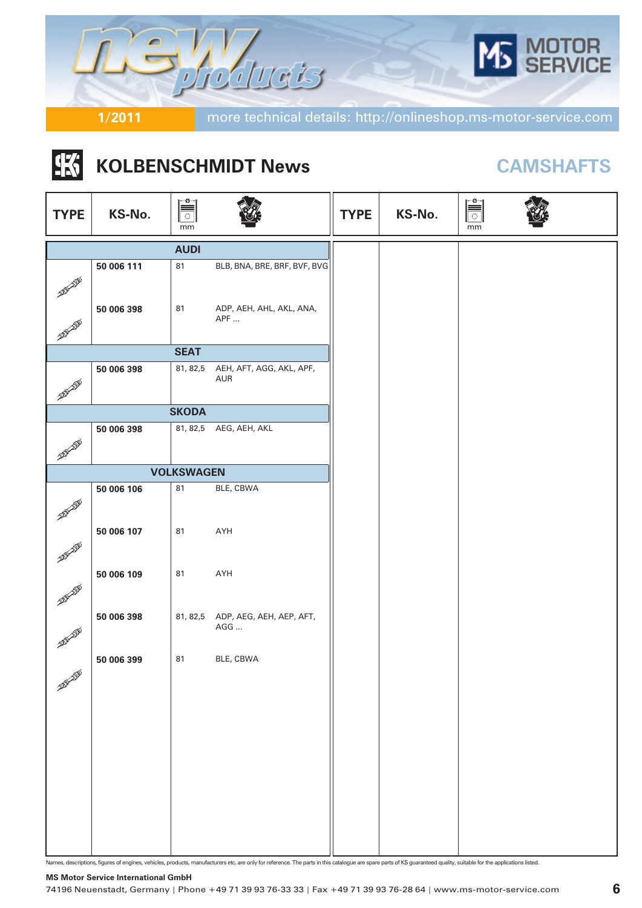new products

1/2011 more technical details: http://onlineshop.ms-motor-service.com

MS MOTOR SERVICE

## KOLBENSCHMIDT News

## CAMSHAFTS

| TYPE | KS-No. | Ø mm | Engine |
|---|---|---|---|
| **AUDI** | | | |
| | **50 006 111** | 81 | BLB, BNA, BRE, BRF, BVF, BVG |
| | **50 006 398** | 81 | ADP, AEH, AHL, AKL, ANA, APF ... |
| **SEAT** | | | |
| | **50 006 398** | 81, 82,5 | AEH, AFT, AGG, AKL, APF, AUR |
| **SKODA** | | | |
| | **50 006 398** | 81, 82,5 | AEG, AEH, AKL |
| **VOLKSWAGEN** | | | |
| | **50 006 106** | 81 | BLE, CBWA |
| | **50 006 107** | 81 | AYH |
| | **50 006 109** | 81 | AYH |
| | **50 006 398** | 81, 82,5 | ADP, AEG, AEH, AEP, AFT, AGG ... |
| | **50 006 399** | 81 | BLE, CBWA |

Names, descriptions, figures of engines, vehicles, products, manufacturers etc. are only for reference. The parts in this catalogue are spare parts of KS guaranteed quality, suitable for the applications listed.

**MS Motor Service International GmbH**
74196 Neuenstadt, Germany | Phone +49 71 39 93 76-33 33 | Fax +49 71 39 93 76-28 64 | www.ms-motor-service.com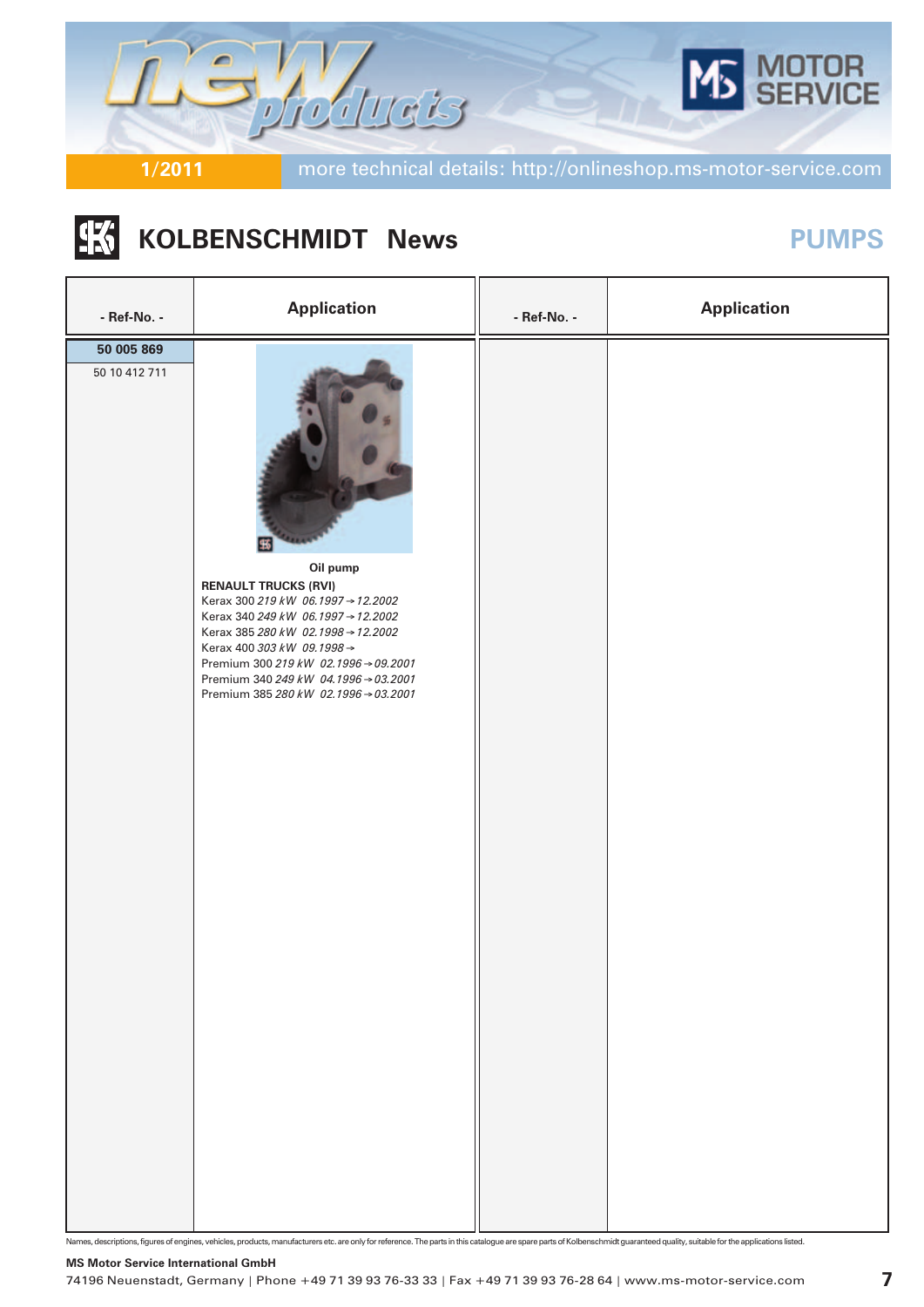1/2011 more technical details: http://onlineshop.ms-motor-service.com

# KOLBENSCHMIDT News

## PUMPS

| - Ref-No. - | Application | - Ref-No. - | Application |
|---|---|---|---|
| **50 005 869**<br>50 10 412 711 | **Oil pump**<br>**RENAULT TRUCKS (RVI)**<br>Kerax 300 *219 kW 06.1997→12.2002*<br>Kerax 340 *249 kW 06.1997→12.2002*<br>Kerax 385 *280 kW 02.1998→12.2002*<br>Kerax 400 *303 kW 09.1998→*<br>Premium 300 *219 kW 02.1996→09.2001*<br>Premium 340 *249 kW 04.1996→03.2001*<br>Premium 385 *280 kW 02.1996→03.2001* | | |

Names, descriptions, figures of engines, vehicles, products, manufacturers etc. are only for reference. The parts in this catalogue are spare parts of Kolbenschmidt guaranteed quality, suitable for the applications listed.

**MS Motor Service International GmbH**
74196 Neuenstadt, Germany | Phone +49 71 39 93 76-33 33 | Fax +49 71 39 93 76-28 64 | www.ms-motor-service.com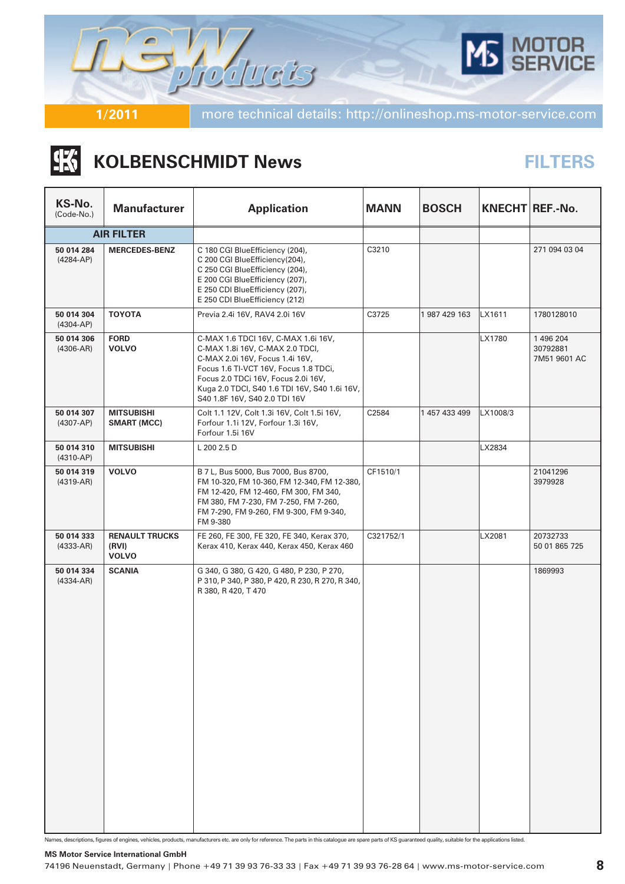new products

1/2011 | more technical details: http://onlineshop.ms-motor-service.com

## KOLBENSCHMIDT News

**FILTERS**

| KS-No. (Code-No.) | Manufacturer | Application | MANN | BOSCH | KNECHT | REF.-No. |
|---|---|---|---|---|---|---|
| **AIR FILTER** | | | | | | |
| **50 014 284** (4284-AP) | **MERCEDES-BENZ** | C 180 CGI BlueEfficiency (204), C 200 CGI BlueEfficiency(204), C 250 CGI BlueEfficiency (204), E 200 CGI BlueEfficiency (207), E 250 CDI BlueEfficiency (207), E 250 CDI BlueEfficiency (212) | C3210 | | | 271 094 03 04 |
| **50 014 304** (4304-AP) | **TOYOTA** | Previa 2.4i 16V, RAV4 2.0i 16V | C3725 | 1 987 429 163 | LX1611 | 1780128010 |
| **50 014 306** (4306-AR) | **FORD** **VOLVO** | C-MAX 1.6 TDCI 16V, C-MAX 1.6i 16V, C-MAX 1.8i 16V, C-MAX 2.0 TDCI, C-MAX 2.0i 16V, Focus 1.4i 16V, Focus 1.6 TI-VCT 16V, Focus 1.8 TDCi, Focus 2.0 TDCi 16V, Focus 2.0i 16V, Kuga 2.0 TDCI, S40 1.6 TDI 16V, S40 1.6i 16V, S40 1.8F 16V, S40 2.0 TDI 16V | | | LX1780 | 1 496 204 30792881 7M51 9601 AC |
| **50 014 307** (4307-AP) | **MITSUBISHI** **SMART (MCC)** | Colt 1.1 12V, Colt 1.3i 16V, Colt 1.5i 16V, Forfour 1.1i 12V, Forfour 1.3i 16V, Forfour 1.5i 16V | C2584 | 1 457 433 499 | LX1008/3 | |
| **50 014 310** (4310-AP) | **MITSUBISHI** | L 200 2.5 D | | | LX2834 | |
| **50 014 319** (4319-AR) | **VOLVO** | B 7 L, Bus 5000, Bus 7000, Bus 8700, FM 10-320, FM 10-360, FM 12-340, FM 12-380, FM 12-420, FM 12-460, FM 300, FM 340, FM 380, FM 7-230, FM 7-250, FM 7-260, FM 7-290, FM 9-260, FM 9-300, FM 9-340, FM 9-380 | CF1510/1 | | | 21041296 3979928 |
| **50 014 333** (4333-AR) | **RENAULT TRUCKS (RVI)** **VOLVO** | FE 260, FE 300, FE 320, FE 340, Kerax 370, Kerax 410, Kerax 440, Kerax 450, Kerax 460 | C321752/1 | | LX2081 | 20732733 50 01 865 725 |
| **50 014 334** (4334-AR) | **SCANIA** | G 340, G 380, G 420, G 480, P 230, P 270, P 310, P 340, P 380, P 420, R 230, R 270, R 340, R 380, R 420, T 470 | | | | 1869993 |

Names, descriptions, figures of engines, vehicles, products, manufacturers etc. are only for reference. The parts in this catalogue are spare parts of KS guaranteed quality, suitable for the applications listed.

**MS Motor Service International GmbH**
74196 Neuenstadt, Germany | Phone +49 71 39 93 76-33 33 | Fax +49 71 39 93 76-28 64 | www.ms-motor-service.com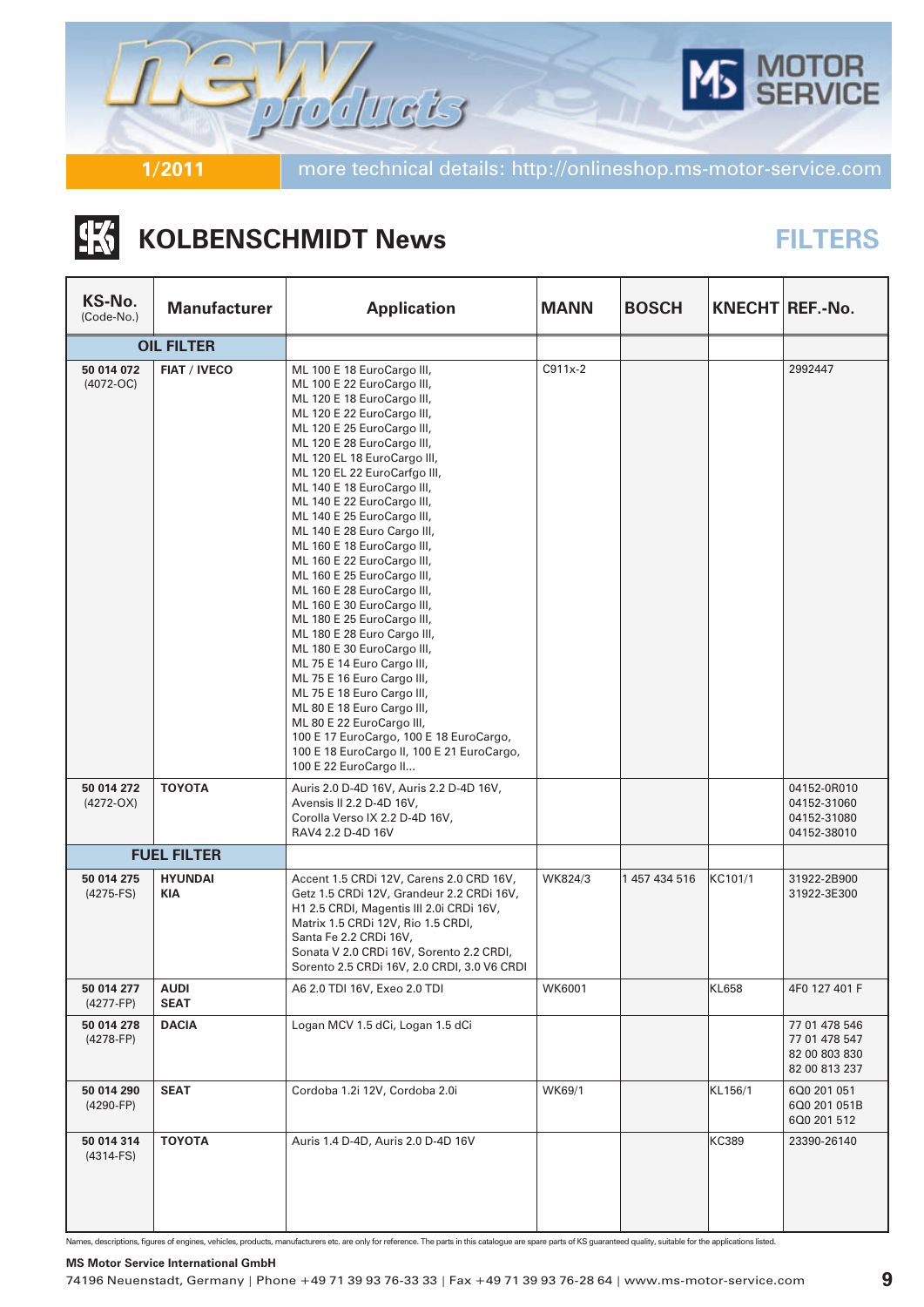new products

MOTOR SERVICE

1/2011 more technical details: http://onlineshop.ms-motor-service.com

## KOLBENSCHMIDT News

## FILTERS

| KS-No. (Code-No.) | Manufacturer | Application | MANN | BOSCH | KNECHT | REF.-No. |
|---|---|---|---|---|---|---|
| **OIL FILTER** | | | | | | |
| **50 014 072** (4072-OC) | **FIAT / IVECO** | ML 100 E 18 EuroCargo III, ML 100 E 22 EuroCargo III, ML 120 E 18 EuroCargo III, ML 120 E 22 EuroCargo III, ML 120 E 25 EuroCargo III, ML 120 E 28 EuroCargo III, ML 120 EL 18 EuroCargo III, ML 120 EL 22 EuroCarfgo III, ML 140 E 18 EuroCargo III, ML 140 E 22 EuroCargo III, ML 140 E 25 EuroCargo III, ML 140 E 28 Euro Cargo III, ML 160 E 18 EuroCargo III, ML 160 E 22 EuroCargo III, ML 160 E 25 EuroCargo III, ML 160 E 28 EuroCargo III, ML 160 E 30 EuroCargo III, ML 180 E 25 EuroCargo III, ML 180 E 28 Euro Cargo III, ML 180 E 30 EuroCargo III, ML 75 E 14 Euro Cargo III, ML 75 E 16 Euro Cargo III, ML 75 E 18 Euro Cargo III, ML 80 E 18 Euro Cargo III, ML 80 E 22 EuroCargo III, 100 E 17 EuroCargo, 100 E 18 EuroCargo, 100 E 18 EuroCargo II, 100 E 21 EuroCargo, 100 E 22 EuroCargo II... | C911x-2 | | | 2992447 |
| **50 014 272** (4272-OX) | **TOYOTA** | Auris 2.0 D-4D 16V, Auris 2.2 D-4D 16V, Avensis II 2.2 D-4D 16V, Corolla Verso IX 2.2 D-4D 16V, RAV4 2.2 D-4D 16V | | | | 04152-0R010 04152-31060 04152-31080 04152-38010 |
| **FUEL FILTER** | | | | | | |
| **50 014 275** (4275-FS) | **HYUNDAI KIA** | Accent 1.5 CRDi 12V, Carens 2.0 CRD 16V, Getz 1.5 CRDi 12V, Grandeur 2.2 CRDi 16V, H1 2.5 CRDI, Magentis III 2.0i CRDi 16V, Matrix 1.5 CRDi 12V, Rio 1.5 CRDI, Santa Fe 2.2 CRDi 16V, Sonata V 2.0 CRDi 16V, Sorento 2.2 CRDI, Sorento 2.5 CRDi 16V, 2.0 CRDI, 3.0 V6 CRDI | WK824/3 | 1 457 434 516 | KC101/1 | 31922-2B900 31922-3E300 |
| **50 014 277** (4277-FP) | **AUDI SEAT** | A6 2.0 TDI 16V, Exeo 2.0 TDI | WK6001 | | KL658 | 4F0 127 401 F |
| **50 014 278** (4278-FP) | **DACIA** | Logan MCV 1.5 dCi, Logan 1.5 dCi | | | | 77 01 478 546 77 01 478 547 82 00 803 830 82 00 813 237 |
| **50 014 290** (4290-FP) | **SEAT** | Cordoba 1.2i 12V, Cordoba 2.0i | WK69/1 | | KL156/1 | 6Q0 201 051 6Q0 201 051B 6Q0 201 512 |
| **50 014 314** (4314-FS) | **TOYOTA** | Auris 1.4 D-4D, Auris 2.0 D-4D 16V | | | KC389 | 23390-26140 |

Names, descriptions, figures of engines, vehicles, products, manufacturers etc. are only for reference. The parts in this catalogue are spare parts of KS guaranteed quality, suitable for the applications listed.

**MS Motor Service International GmbH**
74196 Neuenstadt, Germany | Phone +49 71 39 93 76-33 33 | Fax +49 71 39 93 76-28 64 | www.ms-motor-service.com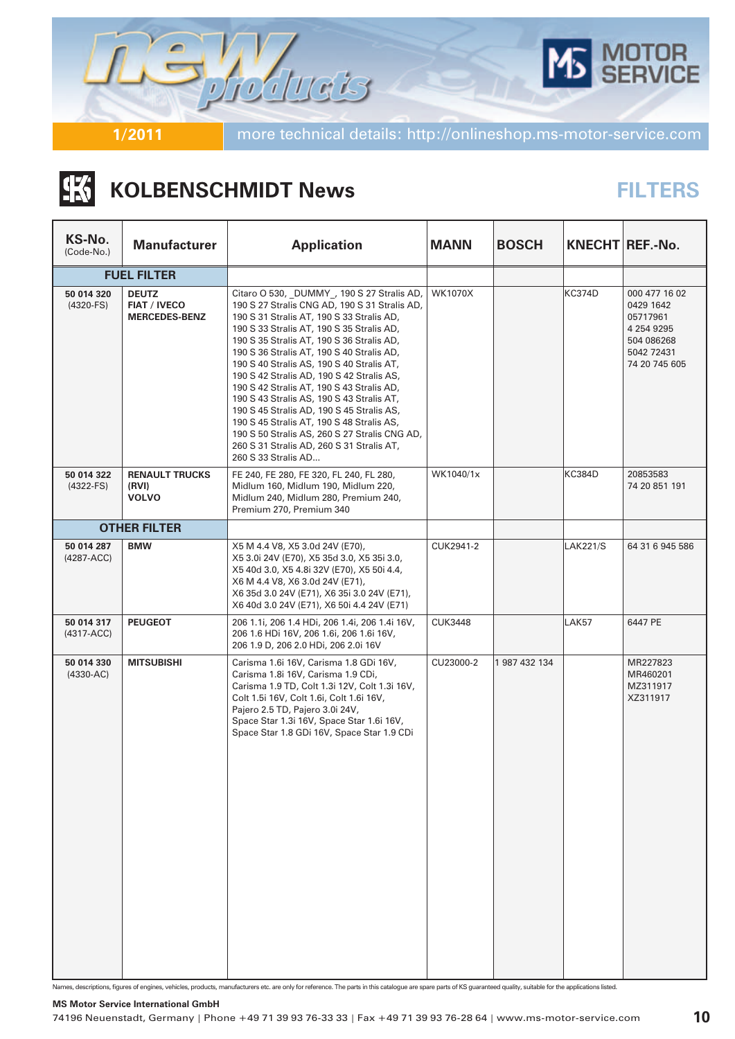1/2011 more technical details: http://onlineshop.ms-motor-service.com

## KOLBENSCHMIDT News

**FILTERS**

| KS-No. (Code-No.) | Manufacturer | Application | MANN | BOSCH | KNECHT | REF.-No. |
|---|---|---|---|---|---|---|
| **FUEL FILTER** | | | | | | |
| **50 014 320** (4320-FS) | **DEUTZ** **FIAT / IVECO** **MERCEDES-BENZ** | Citaro O 530, _DUMMY_, 190 S 27 Stralis AD, 190 S 27 Stralis CNG AD, 190 S 31 Stralis AD, 190 S 31 Stralis AT, 190 S 33 Stralis AD, 190 S 33 Stralis AT, 190 S 35 Stralis AD, 190 S 35 Stralis AT, 190 S 36 Stralis AD, 190 S 36 Stralis AT, 190 S 40 Stralis AD, 190 S 40 Stralis AS, 190 S 40 Stralis AT, 190 S 42 Stralis AD, 190 S 42 Stralis AS, 190 S 42 Stralis AT, 190 S 43 Stralis AD, 190 S 43 Stralis AS, 190 S 43 Stralis AT, 190 S 45 Stralis AD, 190 S 45 Stralis AS, 190 S 45 Stralis AT, 190 S 48 Stralis AS, 190 S 50 Stralis AS, 260 S 27 Stralis CNG AD, 260 S 31 Stralis AD, 260 S 31 Stralis AT, 260 S 33 Stralis AD... | WK1070X | | KC374D | 000 477 16 02 0429 1642 05717961 4 254 9295 504 086268 5042 72431 74 20 745 605 |
| **50 014 322** (4322-FS) | **RENAULT TRUCKS (RVI)** **VOLVO** | FE 240, FE 280, FE 320, FL 240, FL 280, Midlum 160, Midlum 190, Midlum 220, Midlum 240, Midlum 280, Premium 240, Premium 270, Premium 340 | WK1040/1x | | KC384D | 20853583 74 20 851 191 |
| **OTHER FILTER** | | | | | | |
| **50 014 287** (4287-ACC) | **BMW** | X5 M 4.4 V8, X5 3.0d 24V (E70), X5 3.0i 24V (E70), X5 35d 3.0, X5 35i 3.0, X5 40d 3.0, X5 4.8i 32V (E70), X5 50i 4.4, X6 M 4.4 V8, X6 3.0d 24V (E71), X6 35d 3.0 24V (E71), X6 35i 3.0 24V (E71), X6 40d 3.0 24V (E71), X6 50i 4.4 24V (E71) | CUK2941-2 | | LAK221/S | 64 31 6 945 586 |
| **50 014 317** (4317-ACC) | **PEUGEOT** | 206 1.1i, 206 1.4 HDi, 206 1.4i, 206 1.4i 16V, 206 1.6 HDi 16V, 206 1.6i, 206 1.6i 16V, 206 1.9 D, 206 2.0 HDi, 206 2.0i 16V | CUK3448 | | LAK57 | 6447 PE |
| **50 014 330** (4330-AC) | **MITSUBISHI** | Carisma 1.6i 16V, Carisma 1.8 GDi 16V, Carisma 1.8i 16V, Carisma 1.9 CDi, Carisma 1.9 TD, Colt 1.3i 12V, Colt 1.3i 16V, Colt 1.5i 16V, Colt 1.6i, Colt 1.6i 16V, Pajero 2.5 TD, Pajero 3.0i 24V, Space Star 1.3i 16V, Space Star 1.6i 16V, Space Star 1.8 GDi 16V, Space Star 1.9 CDi | CU23000-2 | 1 987 432 134 | | MR227823 MR460201 MZ311917 XZ311917 |

Names, descriptions, figures of engines, vehicles, products, manufacturers etc. are only for reference. The parts in this catalogue are spare parts of KS guaranteed quality, suitable for the applications listed.

**MS Motor Service International GmbH**
74196 Neuenstadt, Germany | Phone +49 71 39 93 76-33 33 | Fax +49 71 39 93 76-28 64 | www.ms-motor-service.com